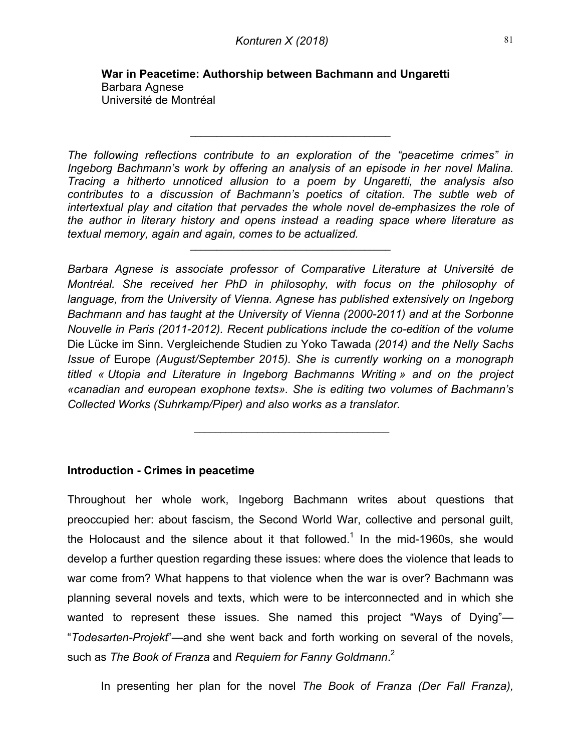## War in Peacetime: Authorship between Bachmann and Ungaretti

Barbara Agnese
Université de Montréal

---

*The following reflections contribute to an exploration of the "peacetime crimes" in Ingeborg Bachmann's work by offering an analysis of an episode in her novel Malina. Tracing a hitherto unnoticed allusion to a poem by Ungaretti, the analysis also contributes to a discussion of Bachmann's poetics of citation. The subtle web of intertextual play and citation that pervades the whole novel de-emphasizes the role of the author in literary history and opens instead a reading space where literature as textual memory, again and again, comes to be actualized.*

---

*Barbara Agnese is associate professor of Comparative Literature at Université de Montréal. She received her PhD in philosophy, with focus on the philosophy of language, from the University of Vienna. Agnese has published extensively on Ingeborg Bachmann and has taught at the University of Vienna (2000-2011) and at the Sorbonne Nouvelle in Paris (2011-2012). Recent publications include the co-edition of the volume* Die Lücke im Sinn. Vergleichende Studien zu Yoko Tawada *(2014) and the Nelly Sachs Issue of* Europe *(August/September 2015). She is currently working on a monograph titled « Utopia and Literature in Ingeborg Bachmanns Writing » and on the project «canadian and european exophone texts». She is editing two volumes of Bachmann's Collected Works (Suhrkamp/Piper) and also works as a translator.*

---

### Introduction - Crimes in peacetime

Throughout her whole work, Ingeborg Bachmann writes about questions that preoccupied her: about fascism, the Second World War, collective and personal guilt, the Holocaust and the silence about it that followed.[1] In the mid-1960s, she would develop a further question regarding these issues: where does the violence that leads to war come from? What happens to that violence when the war is over? Bachmann was planning several novels and texts, which were to be interconnected and in which she wanted to represent these issues. She named this project "Ways of Dying"—"*Todesarten-Projekt*"—and she went back and forth working on several of the novels, such as *The Book of Franza* and *Requiem for Fanny Goldmann*.[2]

In presenting her plan for the novel *The Book of Franza (Der Fall Franza),*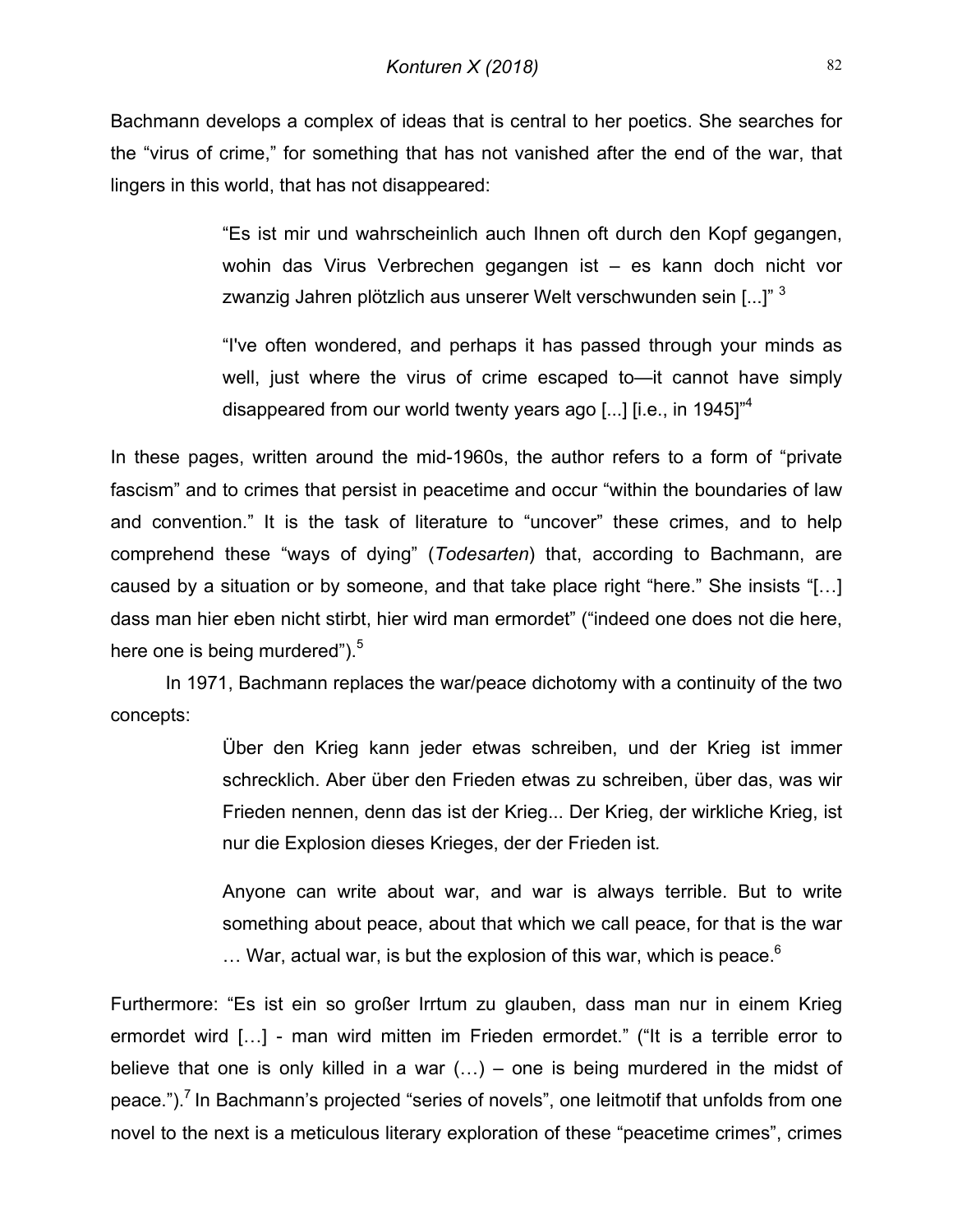Bachmann develops a complex of ideas that is central to her poetics. She searches for the "virus of crime," for something that has not vanished after the end of the war, that lingers in this world, that has not disappeared:

> "Es ist mir und wahrscheinlich auch Ihnen oft durch den Kopf gegangen, wohin das Virus Verbrechen gegangen ist – es kann doch nicht vor zwanzig Jahren plötzlich aus unserer Welt verschwunden sein [...]" [3]
>
> "I've often wondered, and perhaps it has passed through your minds as well, just where the virus of crime escaped to—it cannot have simply disappeared from our world twenty years ago [...] [i.e., in 1945]"[4]

In these pages, written around the mid-1960s, the author refers to a form of "private fascism" and to crimes that persist in peacetime and occur "within the boundaries of law and convention." It is the task of literature to "uncover" these crimes, and to help comprehend these "ways of dying" (*Todesarten*) that, according to Bachmann, are caused by a situation or by someone, and that take place right "here." She insists "[…] dass man hier eben nicht stirbt, hier wird man ermordet" ("indeed one does not die here, here one is being murdered").[5]

In 1971, Bachmann replaces the war/peace dichotomy with a continuity of the two concepts:

> Über den Krieg kann jeder etwas schreiben, und der Krieg ist immer schrecklich. Aber über den Frieden etwas zu schreiben, über das, was wir Frieden nennen, denn das ist der Krieg... Der Krieg, der wirkliche Krieg, ist nur die Explosion dieses Krieges, der der Frieden ist.
>
> Anyone can write about war, and war is always terrible. But to write something about peace, about that which we call peace, for that is the war … War, actual war, is but the explosion of this war, which is peace.[6]

Furthermore: "Es ist ein so großer Irrtum zu glauben, dass man nur in einem Krieg ermordet wird […] - man wird mitten im Frieden ermordet." ("It is a terrible error to believe that one is only killed in a war (…) – one is being murdered in the midst of peace.").[7] In Bachmann's projected "series of novels", one leitmotif that unfolds from one novel to the next is a meticulous literary exploration of these "peacetime crimes", crimes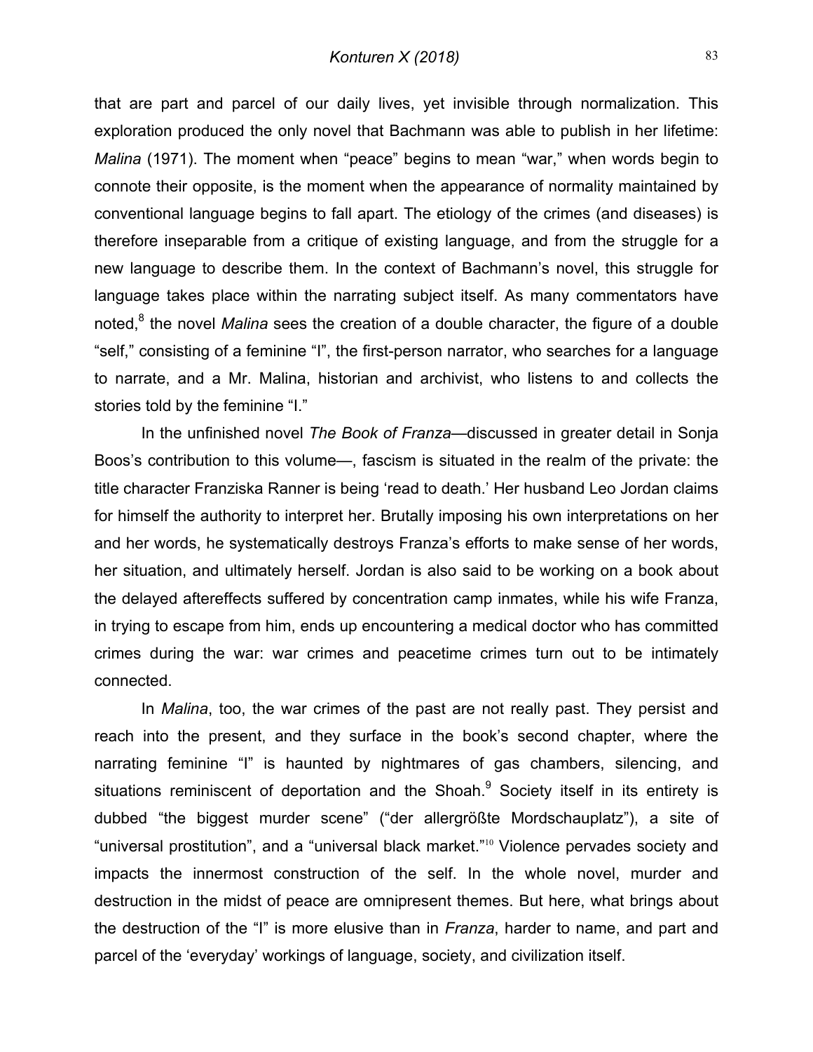that are part and parcel of our daily lives, yet invisible through normalization. This exploration produced the only novel that Bachmann was able to publish in her lifetime: *Malina* (1971). The moment when "peace" begins to mean "war," when words begin to connote their opposite, is the moment when the appearance of normality maintained by conventional language begins to fall apart. The etiology of the crimes (and diseases) is therefore inseparable from a critique of existing language, and from the struggle for a new language to describe them. In the context of Bachmann's novel, this struggle for language takes place within the narrating subject itself. As many commentators have noted,[8] the novel *Malina* sees the creation of a double character, the figure of a double "self," consisting of a feminine "I", the first-person narrator, who searches for a language to narrate, and a Mr. Malina, historian and archivist, who listens to and collects the stories told by the feminine "I."

In the unfinished novel *The Book of Franza*—discussed in greater detail in Sonja Boos's contribution to this volume—, fascism is situated in the realm of the private: the title character Franziska Ranner is being 'read to death.' Her husband Leo Jordan claims for himself the authority to interpret her. Brutally imposing his own interpretations on her and her words, he systematically destroys Franza's efforts to make sense of her words, her situation, and ultimately herself. Jordan is also said to be working on a book about the delayed aftereffects suffered by concentration camp inmates, while his wife Franza, in trying to escape from him, ends up encountering a medical doctor who has committed crimes during the war: war crimes and peacetime crimes turn out to be intimately connected.

In *Malina*, too, the war crimes of the past are not really past. They persist and reach into the present, and they surface in the book's second chapter, where the narrating feminine "I" is haunted by nightmares of gas chambers, silencing, and situations reminiscent of deportation and the Shoah.[9] Society itself in its entirety is dubbed "the biggest murder scene" ("der allergrößte Mordschauplatz"), a site of "universal prostitution", and a "universal black market."[10] Violence pervades society and impacts the innermost construction of the self. In the whole novel, murder and destruction in the midst of peace are omnipresent themes. But here, what brings about the destruction of the "I" is more elusive than in *Franza*, harder to name, and part and parcel of the 'everyday' workings of language, society, and civilization itself.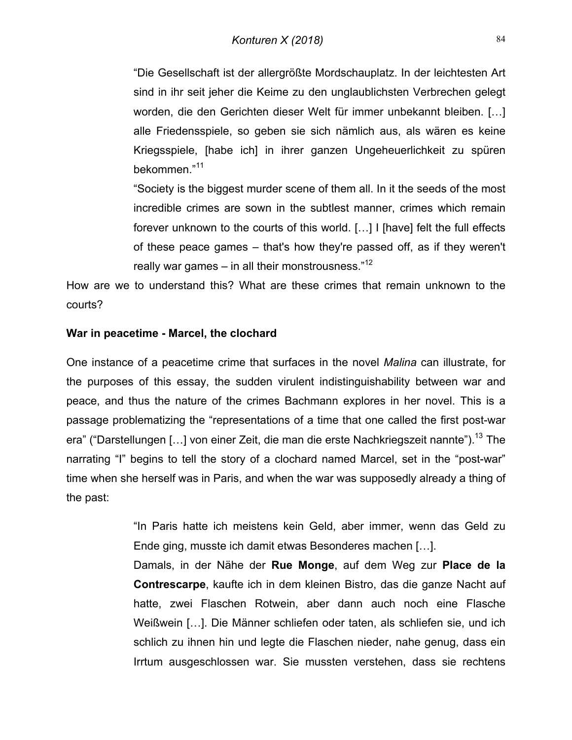> "Die Gesellschaft ist der allergrößte Mordschauplatz. In der leichtesten Art sind in ihr seit jeher die Keime zu den unglaublichsten Verbrechen gelegt worden, die den Gerichten dieser Welt für immer unbekannt bleiben. […] alle Friedensspiele, so geben sie sich nämlich aus, als wären es keine Kriegsspiele, [habe ich] in ihrer ganzen Ungeheuerlichkeit zu spüren bekommen."[11]
>
> "Society is the biggest murder scene of them all. In it the seeds of the most incredible crimes are sown in the subtlest manner, crimes which remain forever unknown to the courts of this world. […] I [have] felt the full effects of these peace games – that's how they're passed off, as if they weren't really war games – in all their monstrousness."[12]

How are we to understand this? What are these crimes that remain unknown to the courts?

**War in peacetime - Marcel, the clochard**

One instance of a peacetime crime that surfaces in the novel *Malina* can illustrate, for the purposes of this essay, the sudden virulent indistinguishability between war and peace, and thus the nature of the crimes Bachmann explores in her novel. This is a passage problematizing the "representations of a time that one called the first post-war era" ("Darstellungen […] von einer Zeit, die man die erste Nachkriegszeit nannte").[13] The narrating "I" begins to tell the story of a clochard named Marcel, set in the "post-war" time when she herself was in Paris, and when the war was supposedly already a thing of the past:

> "In Paris hatte ich meistens kein Geld, aber immer, wenn das Geld zu Ende ging, musste ich damit etwas Besonderes machen […].
>
> Damals, in der Nähe der **Rue Monge**, auf dem Weg zur **Place de la Contrescarpe**, kaufte ich in dem kleinen Bistro, das die ganze Nacht auf hatte, zwei Flaschen Rotwein, aber dann auch noch eine Flasche Weißwein […]. Die Männer schliefen oder taten, als schliefen sie, und ich schlich zu ihnen hin und legte die Flaschen nieder, nahe genug, dass ein Irrtum ausgeschlossen war. Sie mussten verstehen, dass sie rechtens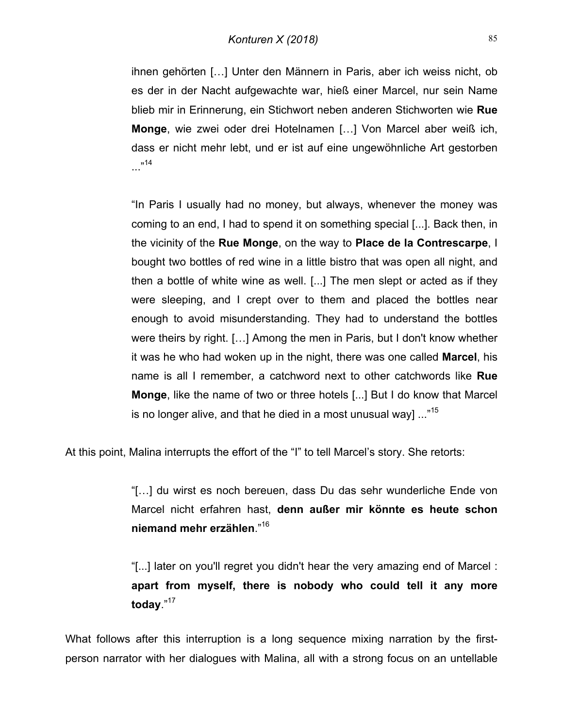ihnen gehörten […] Unter den Männern in Paris, aber ich weiss nicht, ob es der in der Nacht aufgewachte war, hieß einer Marcel, nur sein Name blieb mir in Erinnerung, ein Stichwort neben anderen Stichworten wie **Rue Monge**, wie zwei oder drei Hotelnamen […] Von Marcel aber weiß ich, dass er nicht mehr lebt, und er ist auf eine ungewöhnliche Art gestorben ...”[14]

“In Paris I usually had no money, but always, whenever the money was coming to an end, I had to spend it on something special [...]. Back then, in the vicinity of the **Rue Monge**, on the way to **Place de la Contrescarpe**, I bought two bottles of red wine in a little bistro that was open all night, and then a bottle of white wine as well. [...] The men slept or acted as if they were sleeping, and I crept over to them and placed the bottles near enough to avoid misunderstanding. They had to understand the bottles were theirs by right. […] Among the men in Paris, but I don't know whether it was he who had woken up in the night, there was one called **Marcel**, his name is all I remember, a catchword next to other catchwords like **Rue Monge**, like the name of two or three hotels [...] But I do know that Marcel is no longer alive, and that he died in a most unusual way] ...”[15]

At this point, Malina interrupts the effort of the “I” to tell Marcel’s story. She retorts:

“[…] du wirst es noch bereuen, dass Du das sehr wunderliche Ende von Marcel nicht erfahren hast, **denn außer mir könnte es heute schon niemand mehr erzählen**.”[16]

“[...] later on you'll regret you didn't hear the very amazing end of Marcel : **apart from myself, there is nobody who could tell it any more today**.”[17]

What follows after this interruption is a long sequence mixing narration by the first-person narrator with her dialogues with Malina, all with a strong focus on an untellable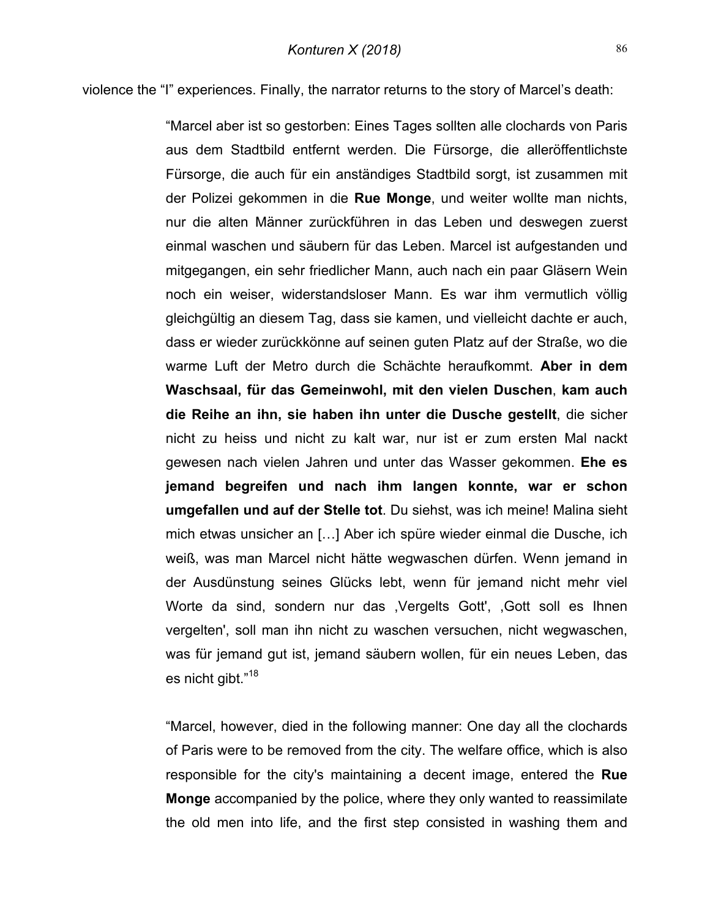violence the “I” experiences. Finally, the narrator returns to the story of Marcel’s death:

> “Marcel aber ist so gestorben: Eines Tages sollten alle clochards von Paris aus dem Stadtbild entfernt werden. Die Fürsorge, die alleröffentlichste Fürsorge, die auch für ein anständiges Stadtbild sorgt, ist zusammen mit der Polizei gekommen in die **Rue Monge**, und weiter wollte man nichts, nur die alten Männer zurückführen in das Leben und deswegen zuerst einmal waschen und säubern für das Leben. Marcel ist aufgestanden und mitgegangen, ein sehr friedlicher Mann, auch nach ein paar Gläsern Wein noch ein weiser, widerstandsloser Mann. Es war ihm vermutlich völlig gleichgültig an diesem Tag, dass sie kamen, und vielleicht dachte er auch, dass er wieder zurückkönne auf seinen guten Platz auf der Straße, wo die warme Luft der Metro durch die Schächte heraufkommt. **Aber in dem Waschsaal, für das Gemeinwohl, mit den vielen Duschen**, **kam auch die Reihe an ihn, sie haben ihn unter die Dusche gestellt**, die sicher nicht zu heiss und nicht zu kalt war, nur ist er zum ersten Mal nackt gewesen nach vielen Jahren und unter das Wasser gekommen. **Ehe es jemand begreifen und nach ihm langen konnte, war er schon umgefallen und auf der Stelle tot**. Du siehst, was ich meine! Malina sieht mich etwas unsicher an […] Aber ich spüre wieder einmal die Dusche, ich weiß, was man Marcel nicht hätte wegwaschen dürfen. Wenn jemand in der Ausdünstung seines Glücks lebt, wenn für jemand nicht mehr viel Worte da sind, sondern nur das ‚Vergelts Gott', ‚Gott soll es Ihnen vergelten', soll man ihn nicht zu waschen versuchen, nicht wegwaschen, was für jemand gut ist, jemand säubern wollen, für ein neues Leben, das es nicht gibt.”[18]

> “Marcel, however, died in the following manner: One day all the clochards of Paris were to be removed from the city. The welfare office, which is also responsible for the city's maintaining a decent image, entered the **Rue Monge** accompanied by the police, where they only wanted to reassimilate the old men into life, and the first step consisted in washing them and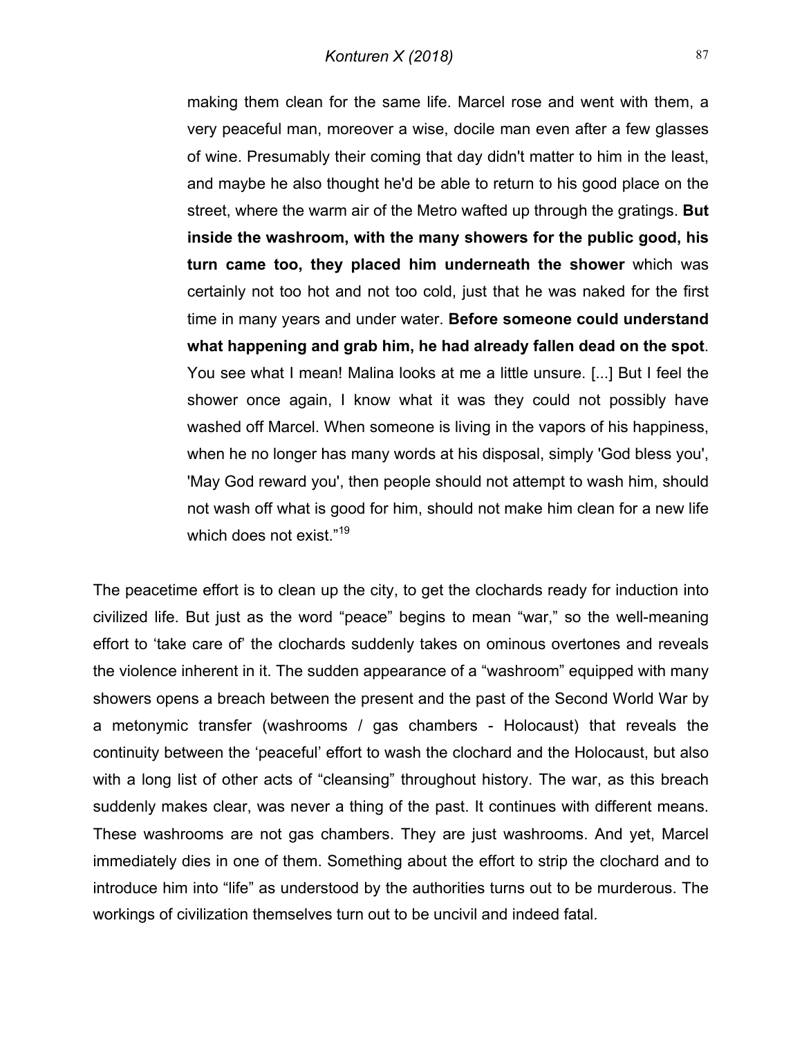> making them clean for the same life. Marcel rose and went with them, a very peaceful man, moreover a wise, docile man even after a few glasses of wine. Presumably their coming that day didn't matter to him in the least, and maybe he also thought he'd be able to return to his good place on the street, where the warm air of the Metro wafted up through the gratings. **But inside the washroom, with the many showers for the public good, his turn came too, they placed him underneath the shower** which was certainly not too hot and not too cold, just that he was naked for the first time in many years and under water. **Before someone could understand what happening and grab him, he had already fallen dead on the spot**. You see what I mean! Malina looks at me a little unsure. [...] But I feel the shower once again, I know what it was they could not possibly have washed off Marcel. When someone is living in the vapors of his happiness, when he no longer has many words at his disposal, simply 'God bless you', 'May God reward you', then people should not attempt to wash him, should not wash off what is good for him, should not make him clean for a new life which does not exist."[19]

The peacetime effort is to clean up the city, to get the clochards ready for induction into civilized life. But just as the word "peace" begins to mean "war," so the well-meaning effort to 'take care of' the clochards suddenly takes on ominous overtones and reveals the violence inherent in it. The sudden appearance of a "washroom" equipped with many showers opens a breach between the present and the past of the Second World War by a metonymic transfer (washrooms / gas chambers - Holocaust) that reveals the continuity between the 'peaceful' effort to wash the clochard and the Holocaust, but also with a long list of other acts of "cleansing" throughout history. The war, as this breach suddenly makes clear, was never a thing of the past. It continues with different means. These washrooms are not gas chambers. They are just washrooms. And yet, Marcel immediately dies in one of them. Something about the effort to strip the clochard and to introduce him into "life" as understood by the authorities turns out to be murderous. The workings of civilization themselves turn out to be uncivil and indeed fatal.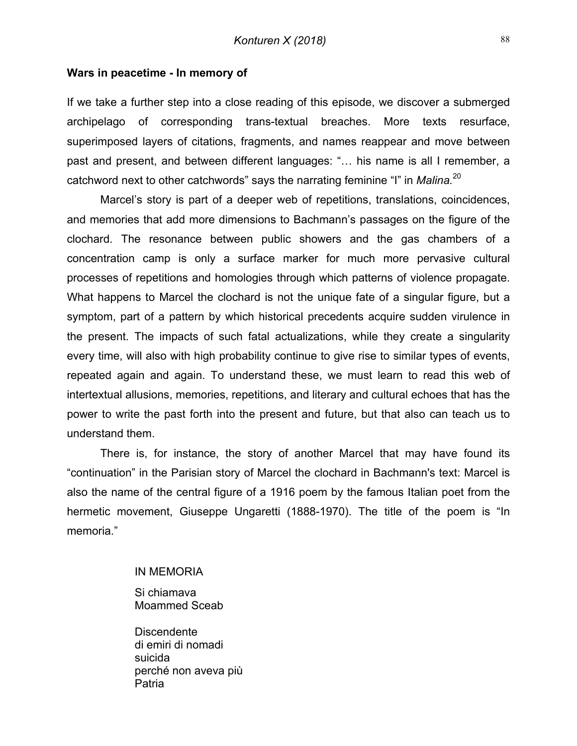### Wars in peacetime - In memory of

If we take a further step into a close reading of this episode, we discover a submerged archipelago of corresponding trans-textual breaches. More texts resurface, superimposed layers of citations, fragments, and names reappear and move between past and present, and between different languages: "… his name is all I remember, a catchword next to other catchwords" says the narrating feminine "I" in *Malina.*[20]

Marcel's story is part of a deeper web of repetitions, translations, coincidences, and memories that add more dimensions to Bachmann's passages on the figure of the clochard. The resonance between public showers and the gas chambers of a concentration camp is only a surface marker for much more pervasive cultural processes of repetitions and homologies through which patterns of violence propagate. What happens to Marcel the clochard is not the unique fate of a singular figure, but a symptom, part of a pattern by which historical precedents acquire sudden virulence in the present. The impacts of such fatal actualizations, while they create a singularity every time, will also with high probability continue to give rise to similar types of events, repeated again and again. To understand these, we must learn to read this web of intertextual allusions, memories, repetitions, and literary and cultural echoes that has the power to write the past forth into the present and future, but that also can teach us to understand them.

There is, for instance, the story of another Marcel that may have found its "continuation" in the Parisian story of Marcel the clochard in Bachmann's text: Marcel is also the name of the central figure of a 1916 poem by the famous Italian poet from the hermetic movement, Giuseppe Ungaretti (1888-1970). The title of the poem is "In memoria."

> IN MEMORIA
>
> Si chiamava
> Moammed Sceab
>
> Discendente
> di emiri di nomadi
> suicida
> perché non aveva più
> Patria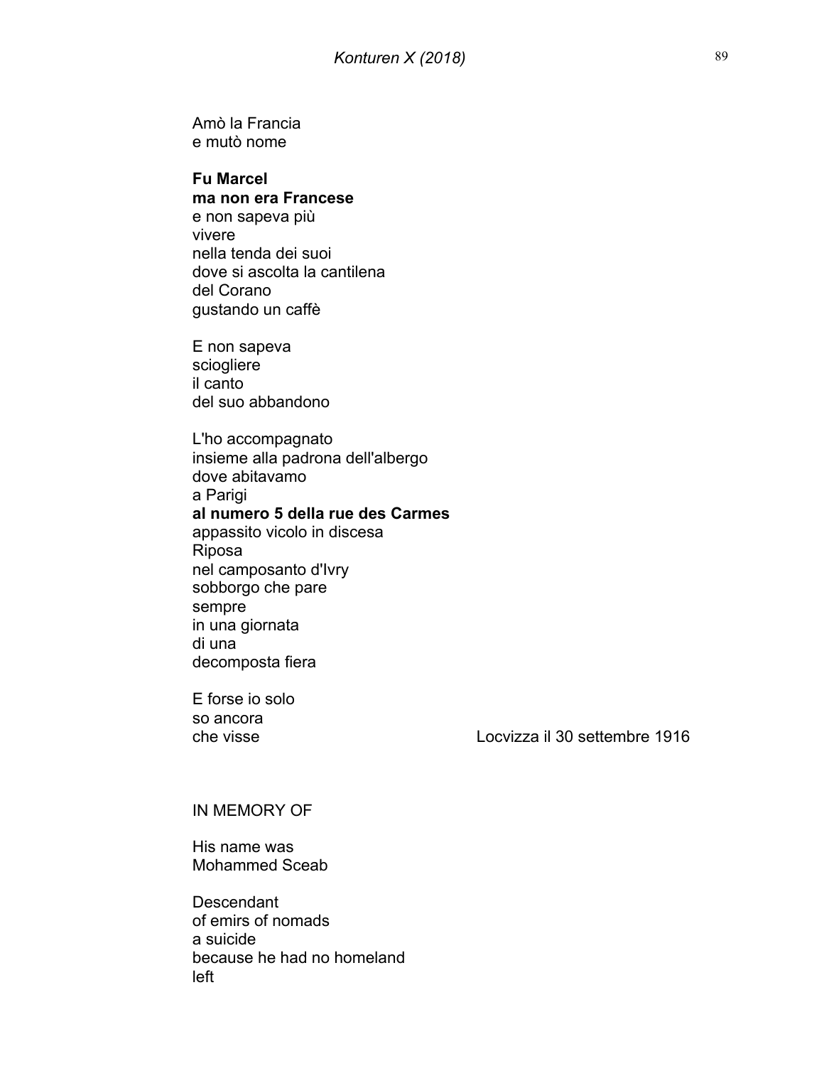Amò la Francia  
e mutò nome

**Fu Marcel**  
**ma non era Francese**  
e non sapeva più  
vivere  
nella tenda dei suoi  
dove si ascolta la cantilena  
del Corano  
gustando un caffè

E non sapeva  
sciogliere  
il canto  
del suo abbandono

L'ho accompagnato  
insieme alla padrona dell'albergo  
dove abitavamo  
a Parigi  
**al numero 5 della rue des Carmes**  
appassito vicolo in discesa  
Riposa  
nel camposanto d'Ivry  
sobborgo che pare  
sempre  
in una giornata  
di una  
decomposta fiera

E forse io solo  
so ancora  
che visse

Locvizza il 30 settembre 1916

IN MEMORY OF

His name was  
Mohammed Sceab

Descendant  
of emirs of nomads  
a suicide  
because he had no homeland  
left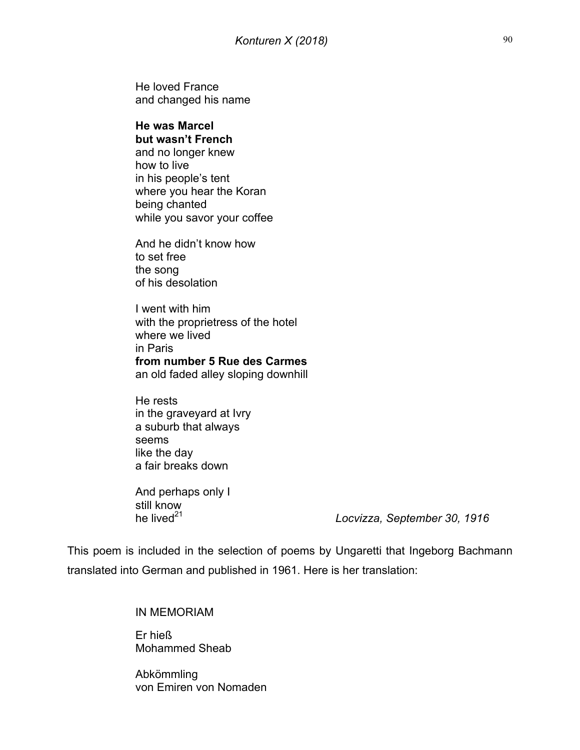He loved France  
and changed his name

**He was Marcel**  
**but wasn't French**  
and no longer knew  
how to live  
in his people's tent  
where you hear the Koran  
being chanted  
while you savor your coffee

And he didn't know how  
to set free  
the song  
of his desolation

I went with him  
with the proprietress of the hotel  
where we lived  
in Paris  
**from number 5 Rue des Carmes**  
an old faded alley sloping downhill

He rests  
in the graveyard at Ivry  
a suburb that always  
seems  
like the day  
a fair breaks down

And perhaps only I  
still know  
he lived[21]

*Locvizza, September 30, 1916*

This poem is included in the selection of poems by Ungaretti that Ingeborg Bachmann translated into German and published in 1961. Here is her translation:

IN MEMORIAM

Er hieß  
Mohammed Sheab

Abkömmling  
von Emiren von Nomaden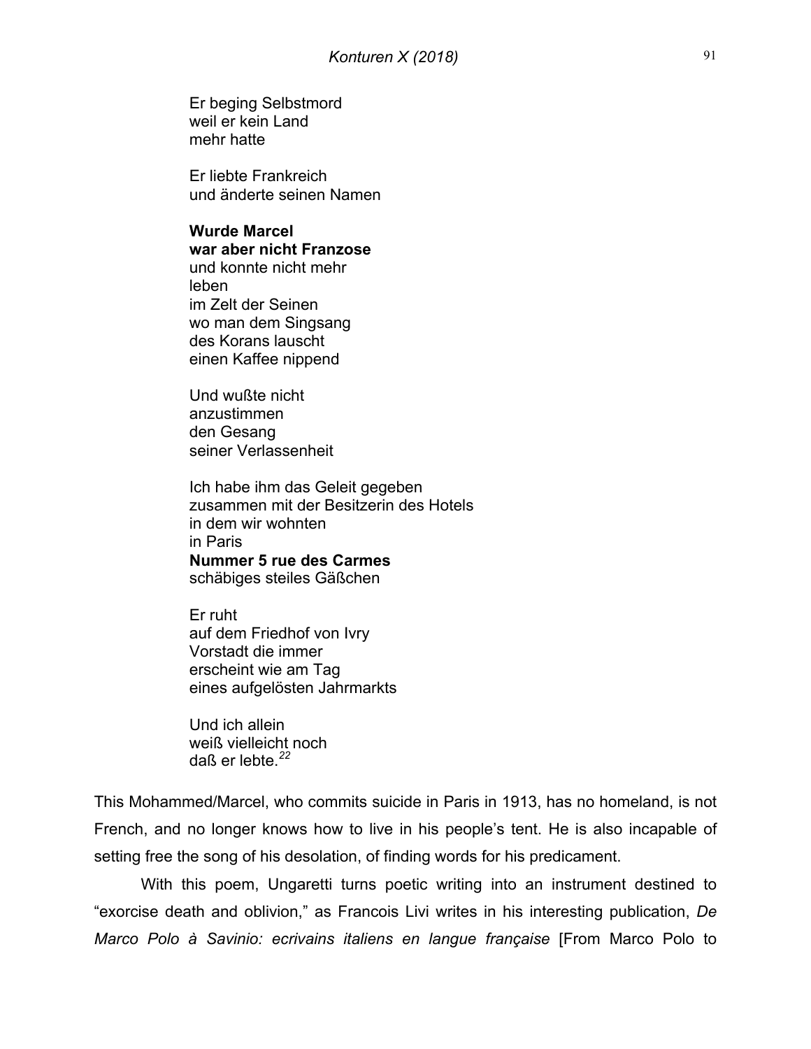Er beging Selbstmord  
weil er kein Land  
mehr hatte

Er liebte Frankreich  
und änderte seinen Namen

**Wurde Marcel**  
**war aber nicht Franzose**  
und konnte nicht mehr  
leben  
im Zelt der Seinen  
wo man dem Singsang  
des Korans lauscht  
einen Kaffee nippend

Und wußte nicht  
anzustimmen  
den Gesang  
seiner Verlassenheit

Ich habe ihm das Geleit gegeben  
zusammen mit der Besitzerin des Hotels  
in dem wir wohnten  
in Paris  
**Nummer 5 rue des Carmes**  
schäbiges steiles Gäßchen

Er ruht  
auf dem Friedhof von Ivry  
Vorstadt die immer  
erscheint wie am Tag  
eines aufgelösten Jahrmarkts

Und ich allein  
weiß vielleicht noch  
daß er lebte.[22]

This Mohammed/Marcel, who commits suicide in Paris in 1913, has no homeland, is not French, and no longer knows how to live in his people's tent. He is also incapable of setting free the song of his desolation, of finding words for his predicament.

With this poem, Ungaretti turns poetic writing into an instrument destined to "exorcise death and oblivion," as Francois Livi writes in his interesting publication, *De Marco Polo à Savinio: ecrivains italiens en langue française* [From Marco Polo to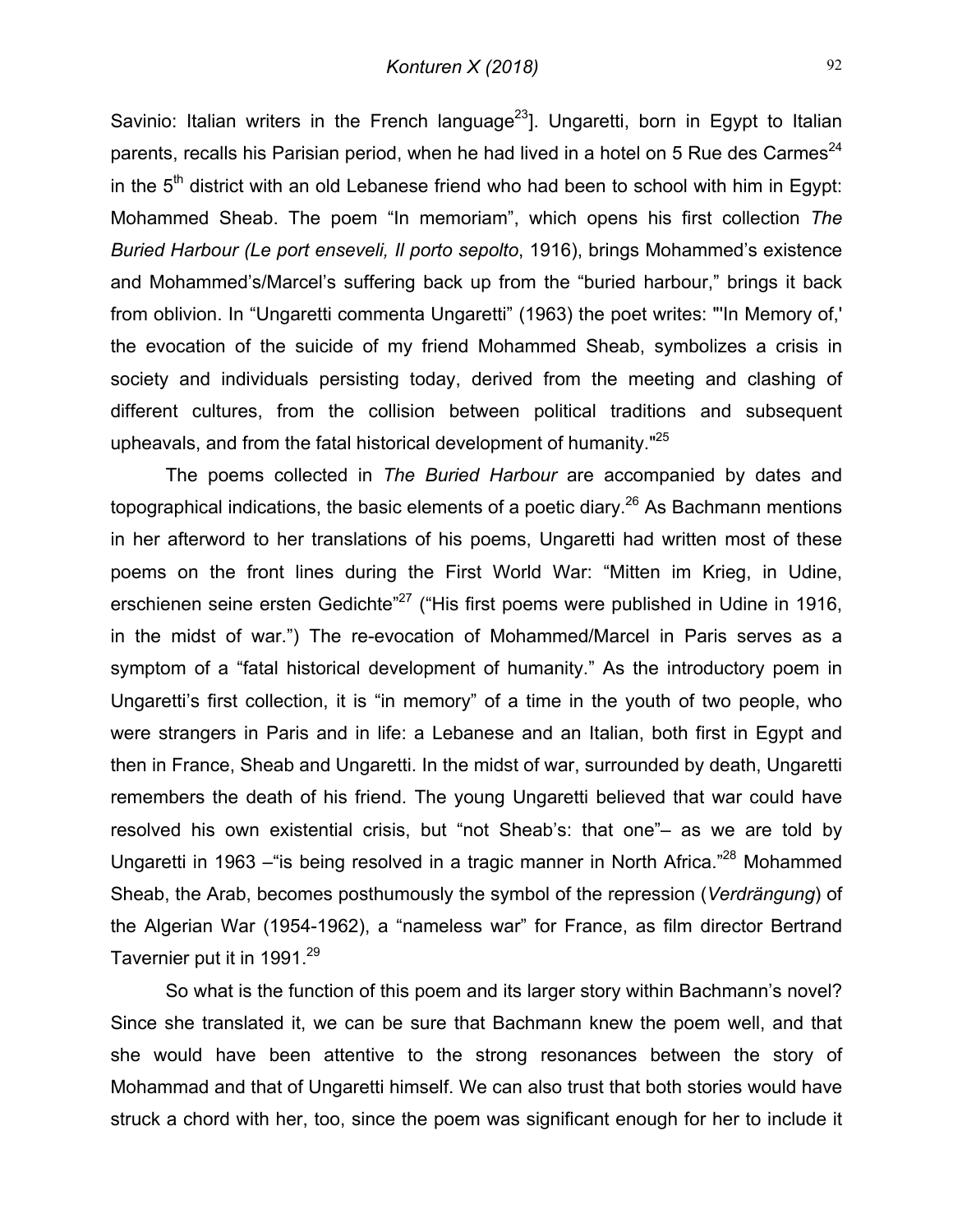Savinio: Italian writers in the French language[23]]. Ungaretti, born in Egypt to Italian parents, recalls his Parisian period, when he had lived in a hotel on 5 Rue des Carmes[24] in the 5th district with an old Lebanese friend who had been to school with him in Egypt: Mohammed Sheab. The poem "In memoriam", which opens his first collection *The Buried Harbour (Le port enseveli, Il porto sepolto*, 1916), brings Mohammed's existence and Mohammed's/Marcel's suffering back up from the "buried harbour," brings it back from oblivion. In "Ungaretti commenta Ungaretti" (1963) the poet writes: "'In Memory of,' the evocation of the suicide of my friend Mohammed Sheab, symbolizes a crisis in society and individuals persisting today, derived from the meeting and clashing of different cultures, from the collision between political traditions and subsequent upheavals, and from the fatal historical development of humanity."[25]

The poems collected in *The Buried Harbour* are accompanied by dates and topographical indications, the basic elements of a poetic diary.[26] As Bachmann mentions in her afterword to her translations of his poems, Ungaretti had written most of these poems on the front lines during the First World War: "Mitten im Krieg, in Udine, erschienen seine ersten Gedichte"[27] ("His first poems were published in Udine in 1916, in the midst of war.") The re-evocation of Mohammed/Marcel in Paris serves as a symptom of a "fatal historical development of humanity." As the introductory poem in Ungaretti's first collection, it is "in memory" of a time in the youth of two people, who were strangers in Paris and in life: a Lebanese and an Italian, both first in Egypt and then in France, Sheab and Ungaretti. In the midst of war, surrounded by death, Ungaretti remembers the death of his friend. The young Ungaretti believed that war could have resolved his own existential crisis, but "not Sheab's: that one"– as we are told by Ungaretti in 1963 –"is being resolved in a tragic manner in North Africa."[28] Mohammed Sheab, the Arab, becomes posthumously the symbol of the repression (*Verdrängung*) of the Algerian War (1954-1962), a "nameless war" for France, as film director Bertrand Tavernier put it in 1991.[29]

So what is the function of this poem and its larger story within Bachmann's novel? Since she translated it, we can be sure that Bachmann knew the poem well, and that she would have been attentive to the strong resonances between the story of Mohammad and that of Ungaretti himself. We can also trust that both stories would have struck a chord with her, too, since the poem was significant enough for her to include it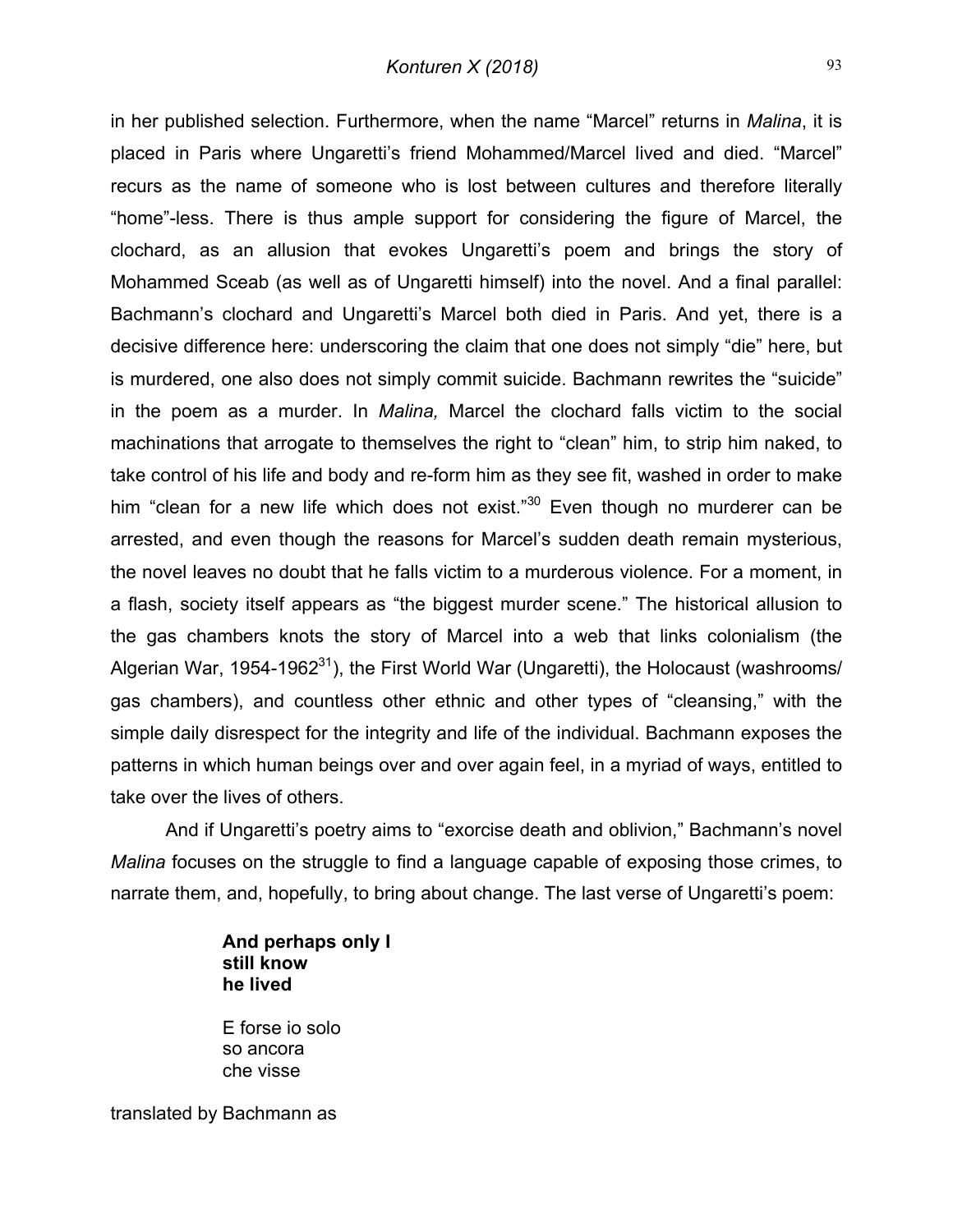in her published selection. Furthermore, when the name "Marcel" returns in *Malina*, it is placed in Paris where Ungaretti's friend Mohammed/Marcel lived and died. "Marcel" recurs as the name of someone who is lost between cultures and therefore literally "home"-less. There is thus ample support for considering the figure of Marcel, the clochard, as an allusion that evokes Ungaretti's poem and brings the story of Mohammed Sceab (as well as of Ungaretti himself) into the novel. And a final parallel: Bachmann's clochard and Ungaretti's Marcel both died in Paris. And yet, there is a decisive difference here: underscoring the claim that one does not simply "die" here, but is murdered, one also does not simply commit suicide. Bachmann rewrites the "suicide" in the poem as a murder. In *Malina,* Marcel the clochard falls victim to the social machinations that arrogate to themselves the right to "clean" him, to strip him naked, to take control of his life and body and re-form him as they see fit, washed in order to make him "clean for a new life which does not exist."[30] Even though no murderer can be arrested, and even though the reasons for Marcel's sudden death remain mysterious, the novel leaves no doubt that he falls victim to a murderous violence. For a moment, in a flash, society itself appears as "the biggest murder scene." The historical allusion to the gas chambers knots the story of Marcel into a web that links colonialism (the Algerian War, 1954-1962[31]), the First World War (Ungaretti), the Holocaust (washrooms/ gas chambers), and countless other ethnic and other types of "cleansing," with the simple daily disrespect for the integrity and life of the individual. Bachmann exposes the patterns in which human beings over and over again feel, in a myriad of ways, entitled to take over the lives of others.

And if Ungaretti's poetry aims to "exorcise death and oblivion," Bachmann's novel *Malina* focuses on the struggle to find a language capable of exposing those crimes, to narrate them, and, hopefully, to bring about change. The last verse of Ungaretti's poem:

> **And perhaps only I**
> **still know**
> **he lived**
>
> E forse io solo
> so ancora
> che visse

translated by Bachmann as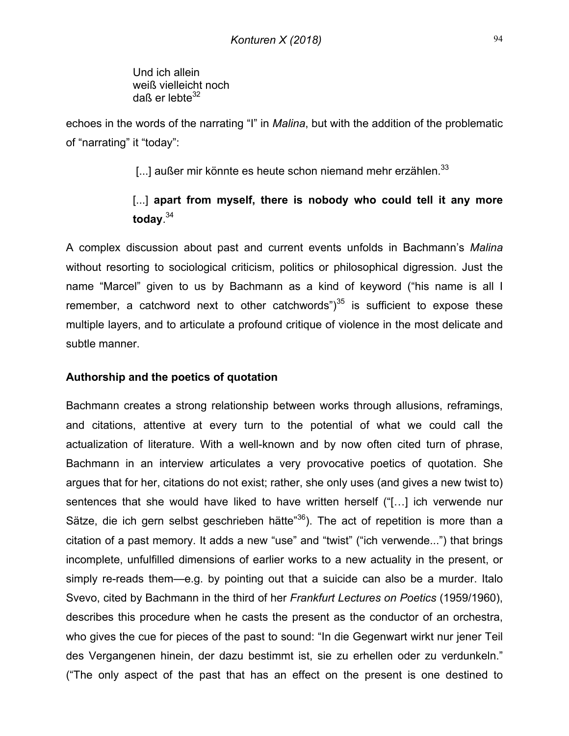Und ich allein  
weiß vielleicht noch  
daß er lebte[32]

echoes in the words of the narrating "I" in *Malina*, but with the addition of the problematic of "narrating" it "today":

> [...] außer mir könnte es heute schon niemand mehr erzählen.[33]
>
> [...] **apart from myself, there is nobody who could tell it any more today**.[34]

A complex discussion about past and current events unfolds in Bachmann's *Malina* without resorting to sociological criticism, politics or philosophical digression. Just the name "Marcel" given to us by Bachmann as a kind of keyword ("his name is all I remember, a catchword next to other catchwords")[35] is sufficient to expose these multiple layers, and to articulate a profound critique of violence in the most delicate and subtle manner.

### Authorship and the poetics of quotation

Bachmann creates a strong relationship between works through allusions, reframings, and citations, attentive at every turn to the potential of what we could call the actualization of literature. With a well-known and by now often cited turn of phrase, Bachmann in an interview articulates a very provocative poetics of quotation. She argues that for her, citations do not exist; rather, she only uses (and gives a new twist to) sentences that she would have liked to have written herself ("[…] ich verwende nur Sätze, die ich gern selbst geschrieben hätte"[36]). The act of repetition is more than a citation of a past memory. It adds a new "use" and "twist" ("ich verwende...") that brings incomplete, unfulfilled dimensions of earlier works to a new actuality in the present, or simply re-reads them—e.g. by pointing out that a suicide can also be a murder. Italo Svevo, cited by Bachmann in the third of her *Frankfurt Lectures on Poetics* (1959/1960), describes this procedure when he casts the present as the conductor of an orchestra, who gives the cue for pieces of the past to sound: "In die Gegenwart wirkt nur jener Teil des Vergangenen hinein, der dazu bestimmt ist, sie zu erhellen oder zu verdunkeln." ("The only aspect of the past that has an effect on the present is one destined to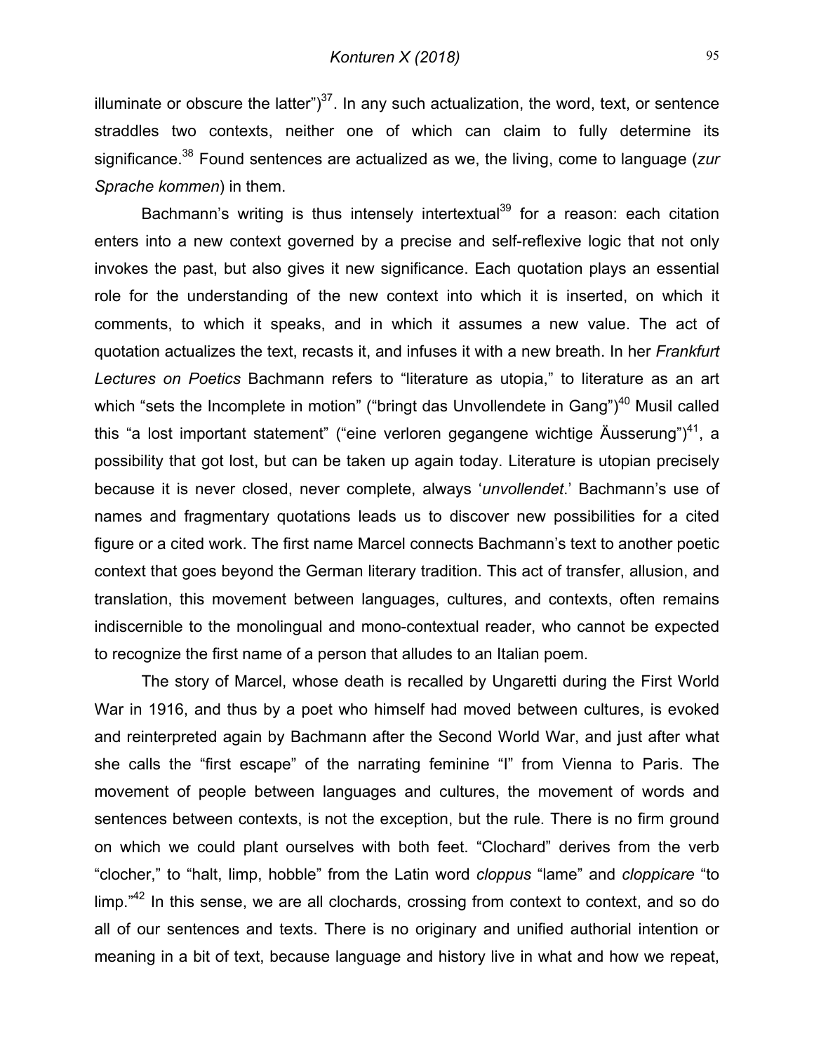illuminate or obscure the latter")[37]. In any such actualization, the word, text, or sentence straddles two contexts, neither one of which can claim to fully determine its significance.[38] Found sentences are actualized as we, the living, come to language (*zur Sprache kommen*) in them.

Bachmann's writing is thus intensely intertextual[39] for a reason: each citation enters into a new context governed by a precise and self-reflexive logic that not only invokes the past, but also gives it new significance. Each quotation plays an essential role for the understanding of the new context into which it is inserted, on which it comments, to which it speaks, and in which it assumes a new value. The act of quotation actualizes the text, recasts it, and infuses it with a new breath. In her *Frankfurt Lectures on Poetics* Bachmann refers to "literature as utopia," to literature as an art which "sets the Incomplete in motion" ("bringt das Unvollendete in Gang")[40] Musil called this "a lost important statement" ("eine verloren gegangene wichtige Äusserung")[41], a possibility that got lost, but can be taken up again today. Literature is utopian precisely because it is never closed, never complete, always '*unvollendet*.' Bachmann's use of names and fragmentary quotations leads us to discover new possibilities for a cited figure or a cited work. The first name Marcel connects Bachmann's text to another poetic context that goes beyond the German literary tradition. This act of transfer, allusion, and translation, this movement between languages, cultures, and contexts, often remains indiscernible to the monolingual and mono-contextual reader, who cannot be expected to recognize the first name of a person that alludes to an Italian poem.

The story of Marcel, whose death is recalled by Ungaretti during the First World War in 1916, and thus by a poet who himself had moved between cultures, is evoked and reinterpreted again by Bachmann after the Second World War, and just after what she calls the "first escape" of the narrating feminine "I" from Vienna to Paris. The movement of people between languages and cultures, the movement of words and sentences between contexts, is not the exception, but the rule. There is no firm ground on which we could plant ourselves with both feet. "Clochard" derives from the verb "clocher," to "halt, limp, hobble" from the Latin word *cloppus* "lame" and *cloppicare* "to limp."[42] In this sense, we are all clochards, crossing from context to context, and so do all of our sentences and texts. There is no originary and unified authorial intention or meaning in a bit of text, because language and history live in what and how we repeat,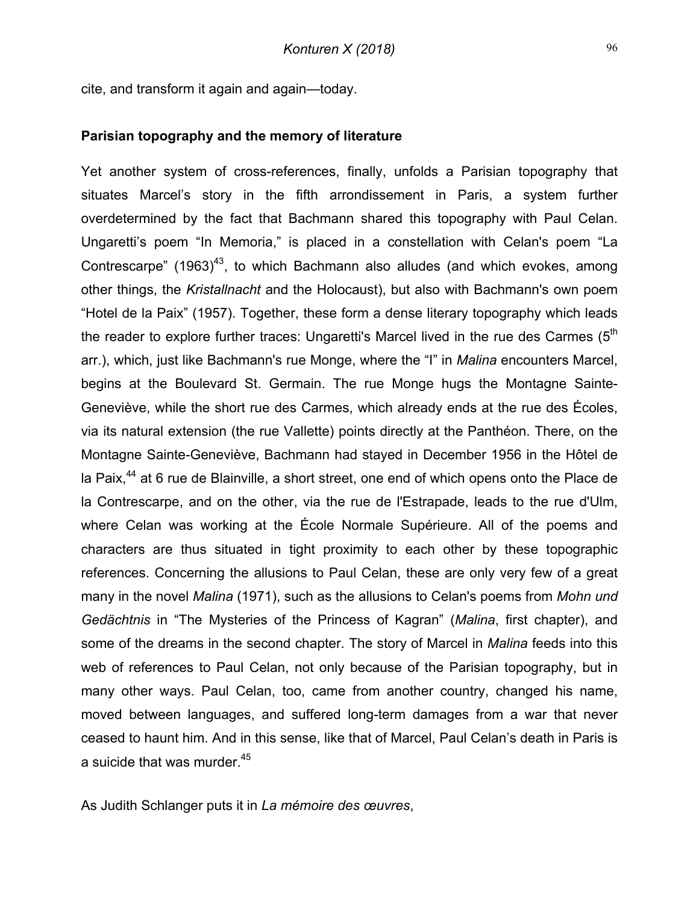cite, and transform it again and again—today.

## Parisian topography and the memory of literature

Yet another system of cross-references, finally, unfolds a Parisian topography that situates Marcel's story in the fifth arrondissement in Paris, a system further overdetermined by the fact that Bachmann shared this topography with Paul Celan. Ungaretti's poem "In Memoria," is placed in a constellation with Celan's poem "La Contrescarpe" (1963)[43], to which Bachmann also alludes (and which evokes, among other things, the *Kristallnacht* and the Holocaust), but also with Bachmann's own poem "Hotel de la Paix" (1957). Together, these form a dense literary topography which leads the reader to explore further traces: Ungaretti's Marcel lived in the rue des Carmes (5th arr.), which, just like Bachmann's rue Monge, where the "I" in *Malina* encounters Marcel, begins at the Boulevard St. Germain. The rue Monge hugs the Montagne Sainte-Geneviève, while the short rue des Carmes, which already ends at the rue des Écoles, via its natural extension (the rue Vallette) points directly at the Panthéon. There, on the Montagne Sainte-Geneviève, Bachmann had stayed in December 1956 in the Hôtel de la Paix,[44] at 6 rue de Blainville, a short street, one end of which opens onto the Place de la Contrescarpe, and on the other, via the rue de l'Estrapade, leads to the rue d'Ulm, where Celan was working at the École Normale Supérieure. All of the poems and characters are thus situated in tight proximity to each other by these topographic references. Concerning the allusions to Paul Celan, these are only very few of a great many in the novel *Malina* (1971), such as the allusions to Celan's poems from *Mohn und Gedächtnis* in "The Mysteries of the Princess of Kagran" (*Malina*, first chapter), and some of the dreams in the second chapter. The story of Marcel in *Malina* feeds into this web of references to Paul Celan, not only because of the Parisian topography, but in many other ways. Paul Celan, too, came from another country, changed his name, moved between languages, and suffered long-term damages from a war that never ceased to haunt him. And in this sense, like that of Marcel, Paul Celan's death in Paris is a suicide that was murder.[45]

As Judith Schlanger puts it in *La mémoire des œuvres*,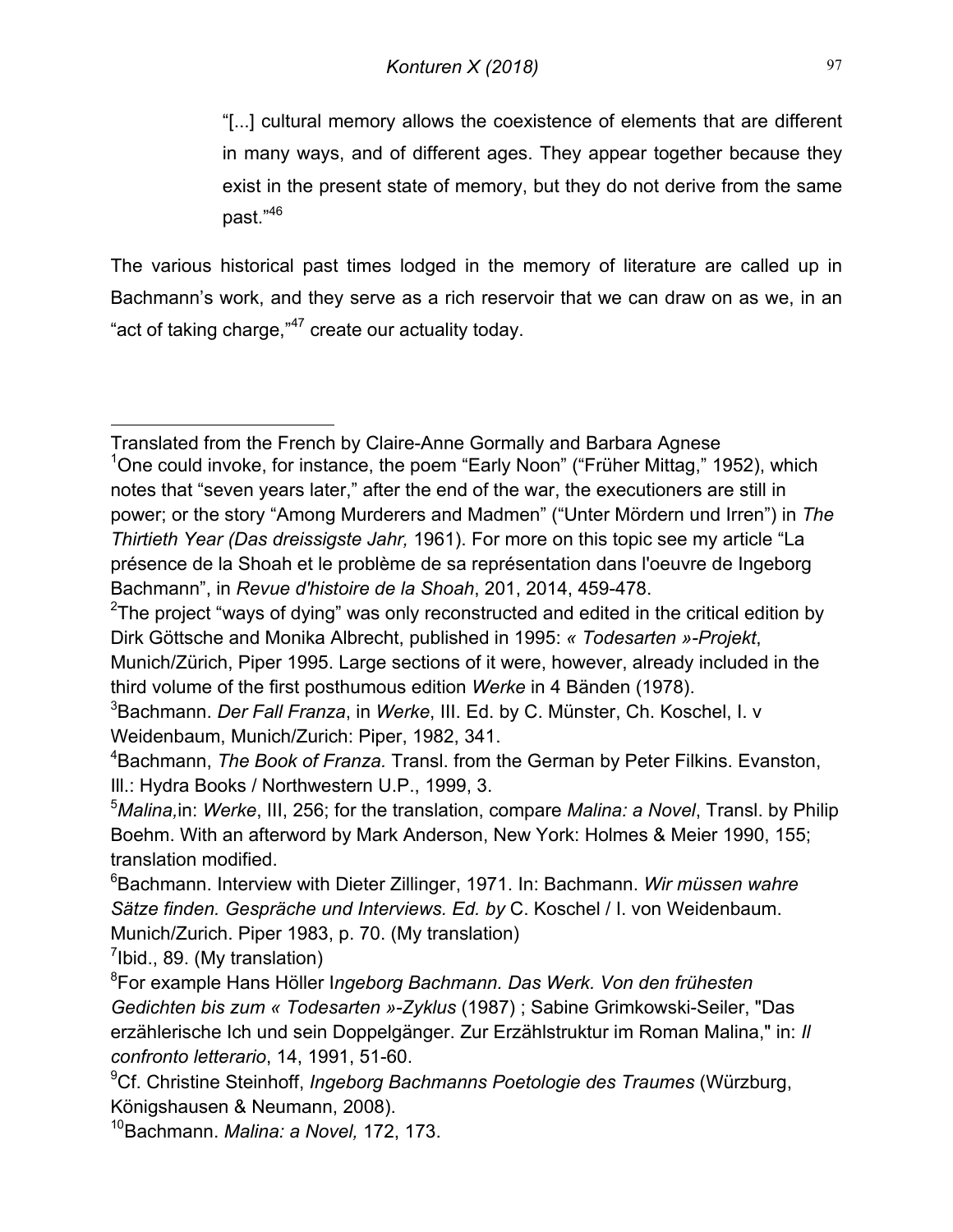> "[...] cultural memory allows the coexistence of elements that are different in many ways, and of different ages. They appear together because they exist in the present state of memory, but they do not derive from the same past."[46]

The various historical past times lodged in the memory of literature are called up in Bachmann's work, and they serve as a rich reservoir that we can draw on as we, in an "act of taking charge,"[47] create our actuality today.

---

Translated from the French by Claire-Anne Gormally and Barbara Agnese

[1]One could invoke, for instance, the poem "Early Noon" ("Früher Mittag," 1952), which notes that "seven years later," after the end of the war, the executioners are still in power; or the story "Among Murderers and Madmen" ("Unter Mördern und Irren") in *The Thirtieth Year (Das dreissigste Jahr,* 1961). For more on this topic see my article "La présence de la Shoah et le problème de sa représentation dans l'oeuvre de Ingeborg Bachmann", in *Revue d'histoire de la Shoah*, 201, 2014, 459-478.

[2]The project "ways of dying" was only reconstructed and edited in the critical edition by Dirk Göttsche and Monika Albrecht, published in 1995: *« Todesarten »-Projekt*, Munich/Zürich, Piper 1995. Large sections of it were, however, already included in the third volume of the first posthumous edition *Werke* in 4 Bänden (1978).

[3]Bachmann. *Der Fall Franza*, in *Werke*, III. Ed. by C. Münster, Ch. Koschel, I. v Weidenbaum, Munich/Zurich: Piper, 1982, 341.

[4]Bachmann, *The Book of Franza.* Transl. from the German by Peter Filkins. Evanston, Ill.: Hydra Books / Northwestern U.P., 1999, 3.

[5]*Malina,*in: *Werke*, III, 256; for the translation, compare *Malina: a Novel*, Transl. by Philip Boehm. With an afterword by Mark Anderson, New York: Holmes & Meier 1990, 155; translation modified.

[6]Bachmann. Interview with Dieter Zillinger, 1971. In: Bachmann. *Wir müssen wahre Sätze finden. Gespräche und Interviews. Ed. by* C. Koschel / I. von Weidenbaum. Munich/Zurich. Piper 1983, p. 70. (My translation)

[7]Ibid., 89. (My translation)

[8]For example Hans Höller I*ngeborg Bachmann. Das Werk. Von den frühesten Gedichten bis zum « Todesarten »-Zyklus* (1987) ; Sabine Grimkowski-Seiler, "Das erzählerische Ich und sein Doppelgänger. Zur Erzählstruktur im Roman Malina," in: *Il confronto letterario*, 14, 1991, 51-60.

[9]Cf. Christine Steinhoff, *Ingeborg Bachmanns Poetologie des Traumes* (Würzburg, Königshausen & Neumann, 2008).

[10]Bachmann. *Malina: a Novel,* 172, 173.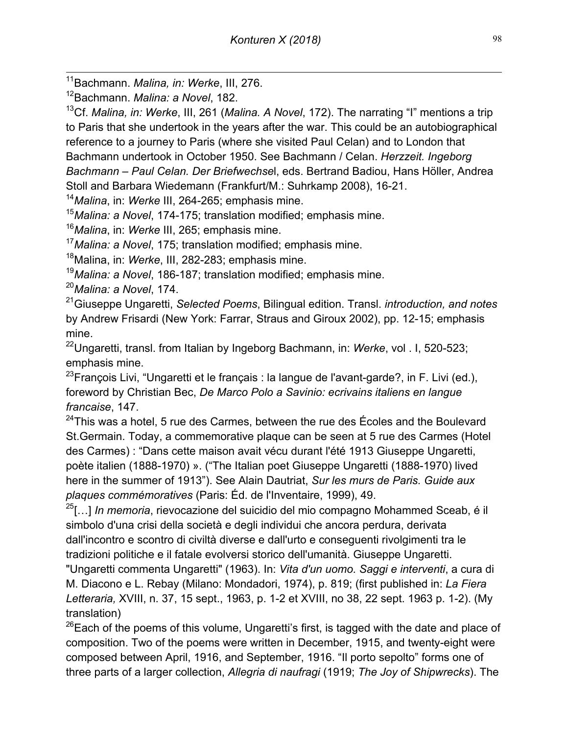[11]Bachmann. *Malina, in: Werke*, III, 276.

[12]Bachmann. *Malina: a Novel*, 182.

[13]Cf. *Malina, in: Werke*, III, 261 (*Malina. A Novel*, 172). The narrating "I" mentions a trip to Paris that she undertook in the years after the war. This could be an autobiographical reference to a journey to Paris (where she visited Paul Celan) and to London that Bachmann undertook in October 1950. See Bachmann / Celan. *Herzzeit. Ingeborg Bachmann – Paul Celan. Der Briefwechse*l, eds. Bertrand Badiou, Hans Höller, Andrea Stoll and Barbara Wiedemann (Frankfurt/M.: Suhrkamp 2008), 16-21.

[14]*Malina*, in: *Werke* III, 264-265; emphasis mine.

[15]*Malina: a Novel*, 174-175; translation modified; emphasis mine.

[16]*Malina*, in: *Werke* III, 265; emphasis mine.

[17]*Malina: a Novel*, 175; translation modified; emphasis mine.

[18]Malina, in: *Werke*, III, 282-283; emphasis mine.

[19]*Malina: a Novel*, 186-187; translation modified; emphasis mine.

[20]*Malina: a Novel*, 174.

[21]Giuseppe Ungaretti, *Selected Poems*, Bilingual edition. Transl. *introduction, and notes* by Andrew Frisardi (New York: Farrar, Straus and Giroux 2002), pp. 12-15; emphasis mine.

[22]Ungaretti, transl. from Italian by Ingeborg Bachmann, in: *Werke*, vol . I, 520-523; emphasis mine.

[23]François Livi, "Ungaretti et le français : la langue de l'avant-garde?, in F. Livi (ed.), foreword by Christian Bec, *De Marco Polo a Savinio: ecrivains italiens en langue francaise*, 147.

[24]This was a hotel, 5 rue des Carmes, between the rue des Écoles and the Boulevard St.Germain. Today, a commemorative plaque can be seen at 5 rue des Carmes (Hotel des Carmes) : "Dans cette maison avait vécu durant l'été 1913 Giuseppe Ungaretti, poète italien (1888-1970) ». ("The Italian poet Giuseppe Ungaretti (1888-1970) lived here in the summer of 1913"). See Alain Dautriat, *Sur les murs de Paris. Guide aux plaques commémoratives* (Paris: Éd. de l'Inventaire, 1999), 49.

[25][…] *In memoria*, rievocazione del suicidio del mio compagno Mohammed Sceab, é il simbolo d'una crisi della società e degli individui che ancora perdura, derivata dall'incontro e scontro di civiltà diverse e dall'urto e conseguenti rivolgimenti tra le tradizioni politiche e il fatale evolversi storico dell'umanità. Giuseppe Ungaretti. "Ungaretti commenta Ungaretti" (1963). In: *Vita d'un uomo. Saggi e interventi*, a cura di M. Diacono e L. Rebay (Milano: Mondadori, 1974), p. 819; (first published in: *La Fiera Letteraria,* XVIII, n. 37, 15 sept., 1963, p. 1-2 et XVIII, no 38, 22 sept. 1963 p. 1-2). (My translation)

[26]Each of the poems of this volume, Ungaretti's first, is tagged with the date and place of composition. Two of the poems were written in December, 1915, and twenty-eight were composed between April, 1916, and September, 1916. "Il porto sepolto" forms one of three parts of a larger collection, *Allegria di naufragi* (1919; *The Joy of Shipwrecks*). The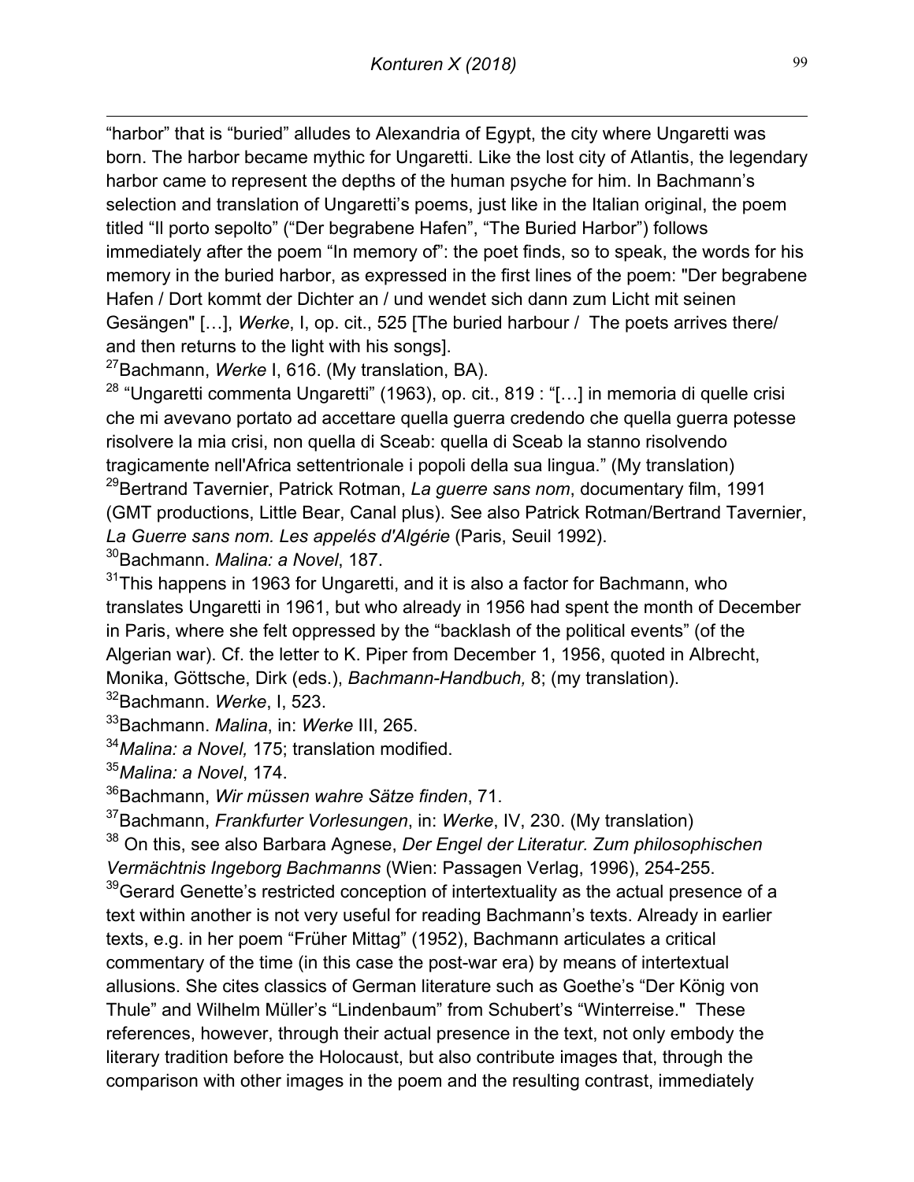"harbor" that is "buried" alludes to Alexandria of Egypt, the city where Ungaretti was born. The harbor became mythic for Ungaretti. Like the lost city of Atlantis, the legendary harbor came to represent the depths of the human psyche for him. In Bachmann's selection and translation of Ungaretti's poems, just like in the Italian original, the poem titled "Il porto sepolto" ("Der begrabene Hafen", "The Buried Harbor") follows immediately after the poem "In memory of": the poet finds, so to speak, the words for his memory in the buried harbor, as expressed in the first lines of the poem: "Der begrabene Hafen / Dort kommt der Dichter an / und wendet sich dann zum Licht mit seinen Gesängen" […], *Werke*, I, op. cit., 525 [The buried harbour / The poets arrives there/ and then returns to the light with his songs].

[27]Bachmann, *Werke* I, 616. (My translation, BA).

[28] "Ungaretti commenta Ungaretti" (1963), op. cit., 819 : "[…] in memoria di quelle crisi che mi avevano portato ad accettare quella guerra credendo che quella guerra potesse risolvere la mia crisi, non quella di Sceab: quella di Sceab la stanno risolvendo tragicamente nell'Africa settentrionale i popoli della sua lingua." (My translation)

[29]Bertrand Tavernier, Patrick Rotman, *La guerre sans nom*, documentary film, 1991 (GMT productions, Little Bear, Canal plus). See also Patrick Rotman/Bertrand Tavernier, *La Guerre sans nom. Les appelés d'Algérie* (Paris, Seuil 1992).

[30]Bachmann. *Malina: a Novel*, 187.

[31]This happens in 1963 for Ungaretti, and it is also a factor for Bachmann, who translates Ungaretti in 1961, but who already in 1956 had spent the month of December in Paris, where she felt oppressed by the "backlash of the political events" (of the Algerian war). Cf. the letter to K. Piper from December 1, 1956, quoted in Albrecht, Monika, Göttsche, Dirk (eds.), *Bachmann-Handbuch,* 8; (my translation).

[32]Bachmann. *Werke*, I, 523.

[33]Bachmann. *Malina*, in: *Werke* III, 265.

[34]*Malina: a Novel,* 175; translation modified.

[35]*Malina: a Novel*, 174.

[36]Bachmann, *Wir müssen wahre Sätze finden*, 71.

[37]Bachmann, *Frankfurter Vorlesungen*, in: *Werke*, IV, 230. (My translation)

[38] On this, see also Barbara Agnese, *Der Engel der Literatur. Zum philosophischen Vermächtnis Ingeborg Bachmanns* (Wien: Passagen Verlag, 1996), 254-255.

[39]Gerard Genette's restricted conception of intertextuality as the actual presence of a text within another is not very useful for reading Bachmann's texts. Already in earlier texts, e.g. in her poem "Früher Mittag" (1952), Bachmann articulates a critical commentary of the time (in this case the post-war era) by means of intertextual allusions. She cites classics of German literature such as Goethe's "Der König von Thule" and Wilhelm Müller's "Lindenbaum" from Schubert's "Winterreise." These references, however, through their actual presence in the text, not only embody the literary tradition before the Holocaust, but also contribute images that, through the comparison with other images in the poem and the resulting contrast, immediately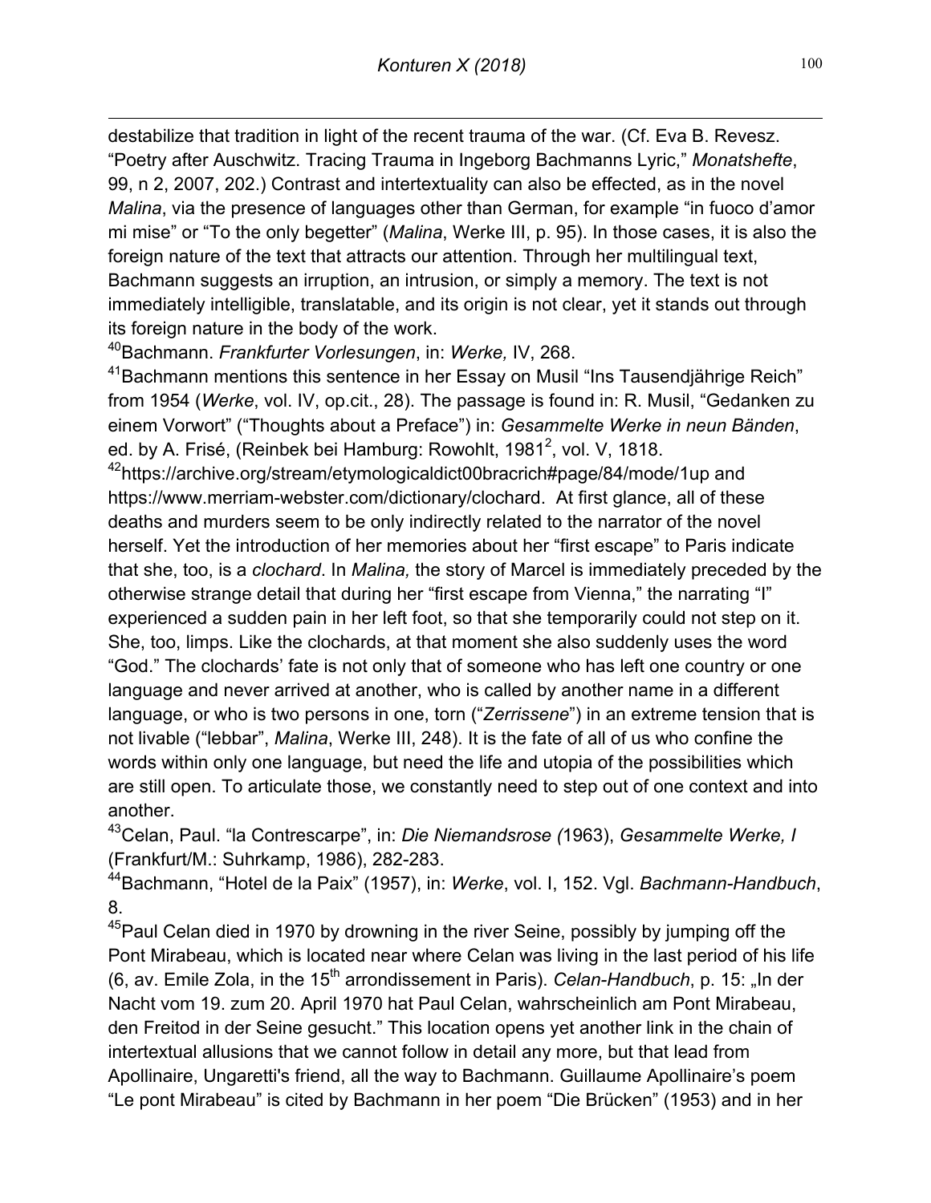destabilize that tradition in light of the recent trauma of the war. (Cf. Eva B. Revesz. “Poetry after Auschwitz. Tracing Trauma in Ingeborg Bachmanns Lyric,” *Monatshefte*, 99, n 2, 2007, 202.) Contrast and intertextuality can also be effected, as in the novel *Malina*, via the presence of languages other than German, for example “in fuoco d’amor mi mise” or “To the only begetter” (*Malina*, Werke III, p. 95). In those cases, it is also the foreign nature of the text that attracts our attention. Through her multilingual text, Bachmann suggests an irruption, an intrusion, or simply a memory. The text is not immediately intelligible, translatable, and its origin is not clear, yet it stands out through its foreign nature in the body of the work.

[40]Bachmann. *Frankfurter Vorlesungen*, in: *Werke,* IV, 268.

[41]Bachmann mentions this sentence in her Essay on Musil “Ins Tausendjährige Reich” from 1954 (*Werke*, vol. IV, op.cit., 28). The passage is found in: R. Musil, “Gedanken zu einem Vorwort” (“Thoughts about a Preface”) in: *Gesammelte Werke in neun Bänden*, ed. by A. Frisé, (Reinbek bei Hamburg: Rowohlt, 1981[2], vol. V, 1818.

[42]https://archive.org/stream/etymologicaldict00bracrich#page/84/mode/1up and https://www.merriam-webster.com/dictionary/clochard. At first glance, all of these deaths and murders seem to be only indirectly related to the narrator of the novel herself. Yet the introduction of her memories about her “first escape” to Paris indicate that she, too, is a *clochard*. In *Malina,* the story of Marcel is immediately preceded by the otherwise strange detail that during her “first escape from Vienna,” the narrating “I” experienced a sudden pain in her left foot, so that she temporarily could not step on it. She, too, limps. Like the clochards, at that moment she also suddenly uses the word “God.” The clochards’ fate is not only that of someone who has left one country or one language and never arrived at another, who is called by another name in a different language, or who is two persons in one, torn (“*Zerrissene*”) in an extreme tension that is not livable (“lebbar”, *Malina*, Werke III, 248). It is the fate of all of us who confine the words within only one language, but need the life and utopia of the possibilities which are still open. To articulate those, we constantly need to step out of one context and into another.

[43]Celan, Paul. “la Contrescarpe”, in: *Die Niemandsrose (*1963), *Gesammelte Werke, I* (Frankfurt/M.: Suhrkamp, 1986), 282-283.

[44]Bachmann, “Hotel de la Paix” (1957), in: *Werke*, vol. I, 152. Vgl. *Bachmann-Handbuch*, 8.

[45]Paul Celan died in 1970 by drowning in the river Seine, possibly by jumping off the Pont Mirabeau, which is located near where Celan was living in the last period of his life (6, av. Emile Zola, in the 15th arrondissement in Paris). *Celan-Handbuch*, p. 15: „In der Nacht vom 19. zum 20. April 1970 hat Paul Celan, wahrscheinlich am Pont Mirabeau, den Freitod in der Seine gesucht.” This location opens yet another link in the chain of intertextual allusions that we cannot follow in detail any more, but that lead from Apollinaire, Ungaretti's friend, all the way to Bachmann. Guillaume Apollinaire’s poem “Le pont Mirabeau” is cited by Bachmann in her poem “Die Brücken” (1953) and in her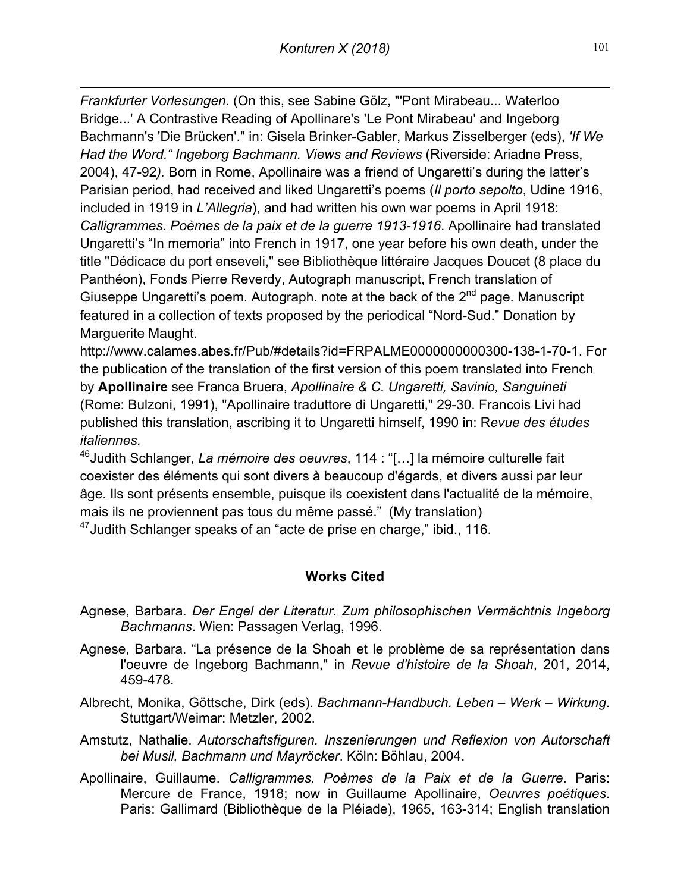*Frankfurter Vorlesungen.* (On this, see Sabine Gölz, "'Pont Mirabeau... Waterloo Bridge...' A Contrastive Reading of Apollinare's 'Le Pont Mirabeau' and Ingeborg Bachmann's 'Die Brücken'." in: Gisela Brinker-Gabler, Markus Zisselberger (eds), *'If We Had the Word.“ Ingeborg Bachmann. Views and Reviews* (Riverside: Ariadne Press, 2004), 47-92*).* Born in Rome, Apollinaire was a friend of Ungaretti's during the latter's Parisian period, had received and liked Ungaretti's poems (*Il porto sepolto*, Udine 1916, included in 1919 in *L'Allegria*), and had written his own war poems in April 1918: *Calligrammes. Poèmes de la paix et de la guerre 1913-1916*. Apollinaire had translated Ungaretti's "In memoria" into French in 1917, one year before his own death, under the title "Dédicace du port enseveli," see Bibliothèque littéraire Jacques Doucet (8 place du Panthéon), Fonds Pierre Reverdy, Autograph manuscript, French translation of Giuseppe Ungaretti's poem. Autograph. note at the back of the 2nd page. Manuscript featured in a collection of texts proposed by the periodical "Nord-Sud." Donation by Marguerite Maught.
http://www.calames.abes.fr/Pub/#details?id=FRPALME0000000000300-138-1-70-1. For the publication of the translation of the first version of this poem translated into French by **Apollinaire** see Franca Bruera, *Apollinaire & C. Ungaretti, Savinio, Sanguineti* (Rome: Bulzoni, 1991), "Apollinaire traduttore di Ungaretti," 29-30. Francois Livi had published this translation, ascribing it to Ungaretti himself, 1990 in: R*evue des études italiennes.*

[46] Judith Schlanger, *La mémoire des oeuvres*, 114 : "[…] la mémoire culturelle fait coexister des éléments qui sont divers à beaucoup d'égards, et divers aussi par leur âge. Ils sont présents ensemble, puisque ils coexistent dans l'actualité de la mémoire, mais ils ne proviennent pas tous du même passé." (My translation)

[47] Judith Schlanger speaks of an "acte de prise en charge," ibid., 116.

## Works Cited

Agnese, Barbara. *Der Engel der Literatur. Zum philosophischen Vermächtnis Ingeborg Bachmanns*. Wien: Passagen Verlag, 1996.

Agnese, Barbara. "La présence de la Shoah et le problème de sa représentation dans l'oeuvre de Ingeborg Bachmann," in *Revue d'histoire de la Shoah*, 201, 2014, 459-478.

Albrecht, Monika, Göttsche, Dirk (eds). *Bachmann-Handbuch. Leben – Werk – Wirkung*. Stuttgart/Weimar: Metzler, 2002.

Amstutz, Nathalie. *Autorschaftsfiguren. Inszenierungen und Reflexion von Autorschaft bei Musil, Bachmann und Mayröcker*. Köln: Böhlau, 2004.

Apollinaire, Guillaume. *Calligrammes. Poèmes de la Paix et de la Guerre*. Paris: Mercure de France, 1918; now in Guillaume Apollinaire, *Oeuvres poétiques*. Paris: Gallimard (Bibliothèque de la Pléiade), 1965, 163-314; English translation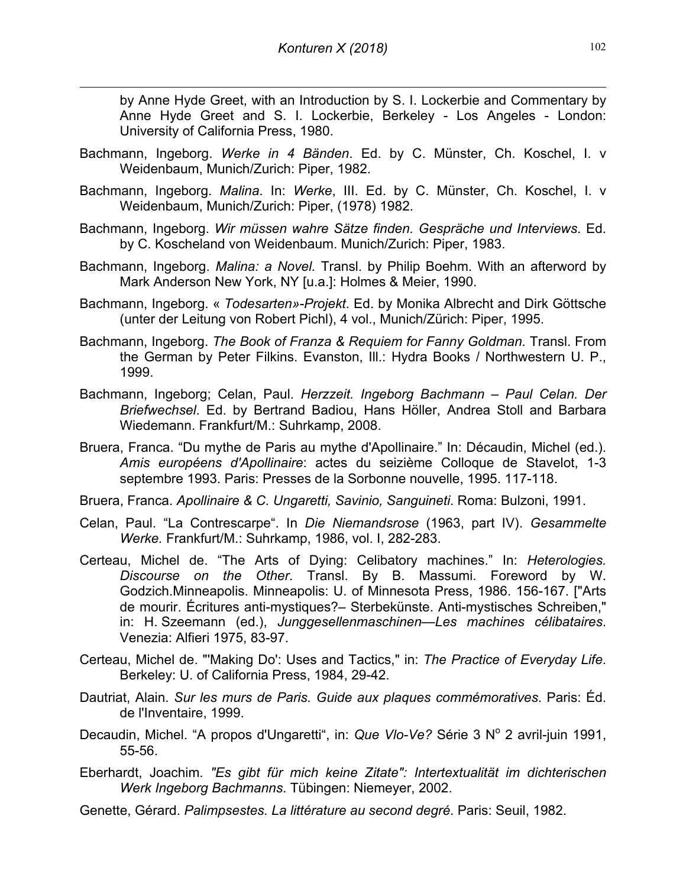by Anne Hyde Greet, with an Introduction by S. I. Lockerbie and Commentary by Anne Hyde Greet and S. I. Lockerbie, Berkeley - Los Angeles - London: University of California Press, 1980.

Bachmann, Ingeborg. *Werke in 4 Bänden*. Ed. by C. Münster, Ch. Koschel, I. v Weidenbaum, Munich/Zurich: Piper, 1982.

Bachmann, Ingeborg. *Malina*. In: *Werke*, III. Ed. by C. Münster, Ch. Koschel, I. v Weidenbaum, Munich/Zurich: Piper, (1978) 1982.

Bachmann, Ingeborg. *Wir müssen wahre Sätze finden. Gespräche und Interviews*. Ed. by C. Koscheland von Weidenbaum. Munich/Zurich: Piper, 1983.

Bachmann, Ingeborg. *Malina: a Novel.* Transl. by Philip Boehm. With an afterword by Mark Anderson New York, NY [u.a.]: Holmes & Meier, 1990.

Bachmann, Ingeborg. « *Todesarten»-Projekt*. Ed. by Monika Albrecht and Dirk Göttsche (unter der Leitung von Robert Pichl), 4 vol., Munich/Zürich: Piper, 1995.

Bachmann, Ingeborg. *The Book of Franza & Requiem for Fanny Goldman.* Transl. From the German by Peter Filkins. Evanston, Ill.: Hydra Books / Northwestern U. P., 1999.

Bachmann, Ingeborg; Celan, Paul. *Herzzeit. Ingeborg Bachmann – Paul Celan. Der Briefwechsel*. Ed. by Bertrand Badiou, Hans Höller, Andrea Stoll and Barbara Wiedemann. Frankfurt/M.: Suhrkamp, 2008.

Bruera, Franca. "Du mythe de Paris au mythe d'Apollinaire." In: Décaudin, Michel (ed.). *Amis européens d'Apollinaire*: actes du seizième Colloque de Stavelot, 1-3 septembre 1993. Paris: Presses de la Sorbonne nouvelle, 1995. 117-118.

Bruera, Franca. *Apollinaire & C. Ungaretti, Savinio, Sanguineti*. Roma: Bulzoni, 1991.

Celan, Paul. "La Contrescarpe". In *Die Niemandsrose* (1963, part IV). *Gesammelte Werke.* Frankfurt/M.: Suhrkamp, 1986, vol. I, 282-283.

Certeau, Michel de. "The Arts of Dying: Celibatory machines." In: *Heterologies. Discourse on the Other*. Transl. By B. Massumi. Foreword by W. Godzich.Minneapolis. Minneapolis: U. of Minnesota Press, 1986. 156-167. ["Arts de mourir. Écritures anti-mystiques?– Sterbekünste. Anti-mystisches Schreiben," in: H. Szeemann (ed.), *Junggesellenmaschinen—Les machines célibataires*. Venezia: Alfieri 1975, 83-97.

Certeau, Michel de. "'Making Do': Uses and Tactics," in: *The Practice of Everyday Life*. Berkeley: U. of California Press, 1984, 29-42.

Dautriat, Alain. *Sur les murs de Paris. Guide aux plaques commémoratives*. Paris: Éd. de l'Inventaire, 1999.

Decaudin, Michel. "A propos d'Ungaretti", in: *Que Vlo-Ve?* Série 3 N° 2 avril-juin 1991, 55-56.

Eberhardt, Joachim. *"Es gibt für mich keine Zitate": Intertextualität im dichterischen Werk Ingeborg Bachmanns*. Tübingen: Niemeyer, 2002.

Genette, Gérard. *Palimpsestes. La littérature au second degré*. Paris: Seuil, 1982.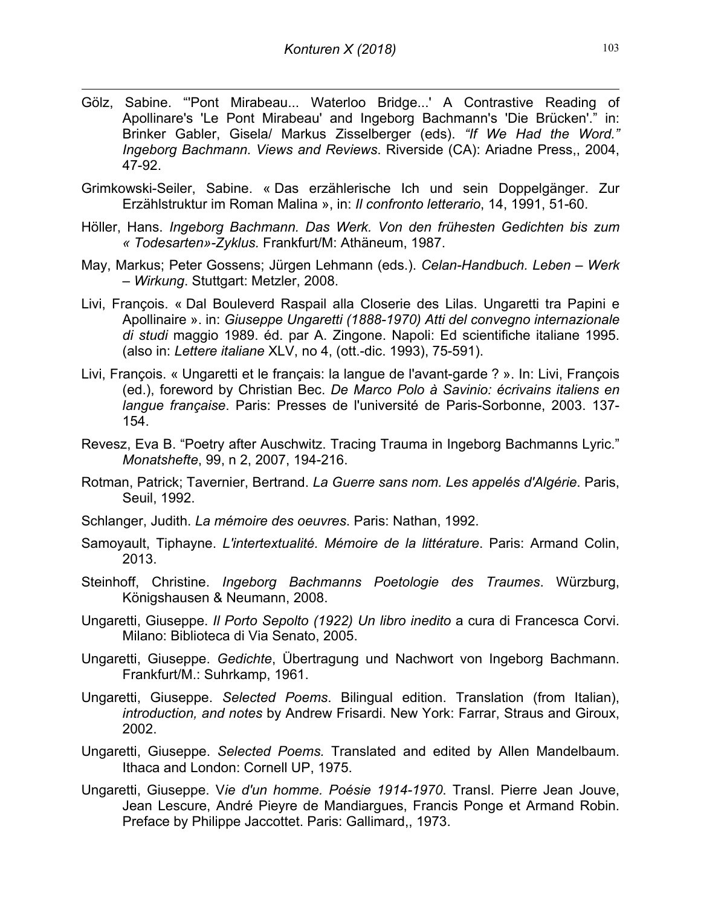Gölz, Sabine. "'Pont Mirabeau... Waterloo Bridge...' A Contrastive Reading of Apollinare's 'Le Pont Mirabeau' and Ingeborg Bachmann's 'Die Brücken'." in: Brinker Gabler, Gisela/ Markus Zisselberger (eds). *"If We Had the Word." Ingeborg Bachmann. Views and Reviews*. Riverside (CA): Ariadne Press,, 2004, 47-92.

Grimkowski-Seiler, Sabine. « Das erzählerische Ich und sein Doppelgänger. Zur Erzählstruktur im Roman Malina », in: *Il confronto letterario*, 14, 1991, 51-60.

Höller, Hans. *Ingeborg Bachmann. Das Werk. Von den frühesten Gedichten bis zum « Todesarten»-Zyklus.* Frankfurt/M: Athäneum, 1987.

May, Markus; Peter Gossens; Jürgen Lehmann (eds.). *Celan-Handbuch. Leben – Werk – Wirkung*. Stuttgart: Metzler, 2008.

Livi, François. « Dal Bouleverd Raspail alla Closerie des Lilas. Ungaretti tra Papini e Apollinaire ». in: *Giuseppe Ungaretti (1888-1970) Atti del convegno internazionale di studi* maggio 1989. éd. par A. Zingone. Napoli: Ed scientifiche italiane 1995. (also in: *Lettere italiane* XLV, no 4, (ott.-dic. 1993), 75-591).

Livi, François. « Ungaretti et le français: la langue de l'avant-garde ? ». In: Livi, François (ed.), foreword by Christian Bec. *De Marco Polo à Savinio: écrivains italiens en langue française*. Paris: Presses de l'université de Paris-Sorbonne, 2003. 137-154.

Revesz, Eva B. "Poetry after Auschwitz. Tracing Trauma in Ingeborg Bachmanns Lyric." *Monatshefte*, 99, n 2, 2007, 194-216.

Rotman, Patrick; Tavernier, Bertrand. *La Guerre sans nom. Les appelés d'Algérie*. Paris, Seuil, 1992.

Schlanger, Judith. *La mémoire des oeuvres*. Paris: Nathan, 1992.

Samoyault, Tiphayne. *L'intertextualité. Mémoire de la littérature*. Paris: Armand Colin, 2013.

Steinhoff, Christine. *Ingeborg Bachmanns Poetologie des Traumes*. Würzburg, Königshausen & Neumann, 2008.

Ungaretti, Giuseppe. *Il Porto Sepolto (1922) Un libro inedito* a cura di Francesca Corvi. Milano: Biblioteca di Via Senato, 2005.

Ungaretti, Giuseppe. *Gedichte*, Übertragung und Nachwort von Ingeborg Bachmann. Frankfurt/M.: Suhrkamp, 1961.

Ungaretti, Giuseppe. *Selected Poems*. Bilingual edition. Translation (from Italian), *introduction, and notes* by Andrew Frisardi. New York: Farrar, Straus and Giroux, 2002.

Ungaretti, Giuseppe. *Selected Poems.* Translated and edited by Allen Mandelbaum. Ithaca and London: Cornell UP, 1975.

Ungaretti, Giuseppe. V*ie d'un homme. Poésie 1914-1970*. Transl. Pierre Jean Jouve, Jean Lescure, André Pieyre de Mandiargues, Francis Ponge et Armand Robin. Preface by Philippe Jaccottet. Paris: Gallimard,, 1973.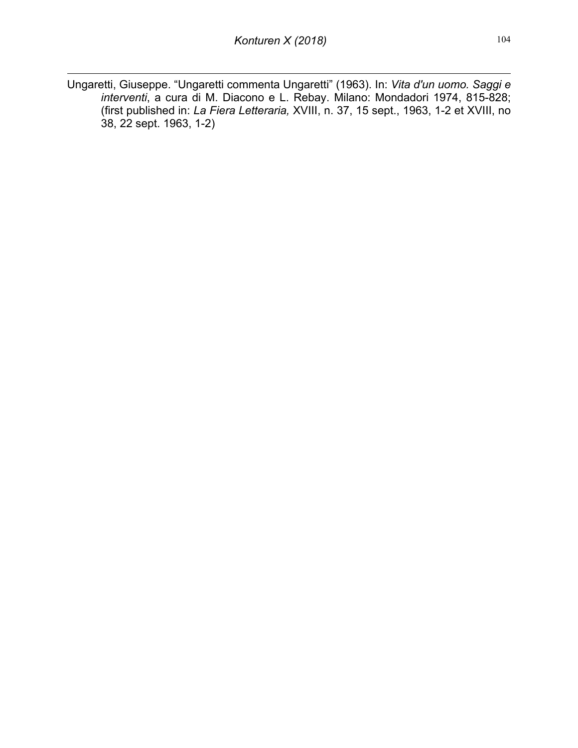Ungaretti, Giuseppe. “Ungaretti commenta Ungaretti” (1963). In: *Vita d'un uomo. Saggi e interventi*, a cura di M. Diacono e L. Rebay. Milano: Mondadori 1974, 815-828; (first published in: *La Fiera Letteraria,* XVIII, n. 37, 15 sept., 1963, 1-2 et XVIII, no 38, 22 sept. 1963, 1-2)